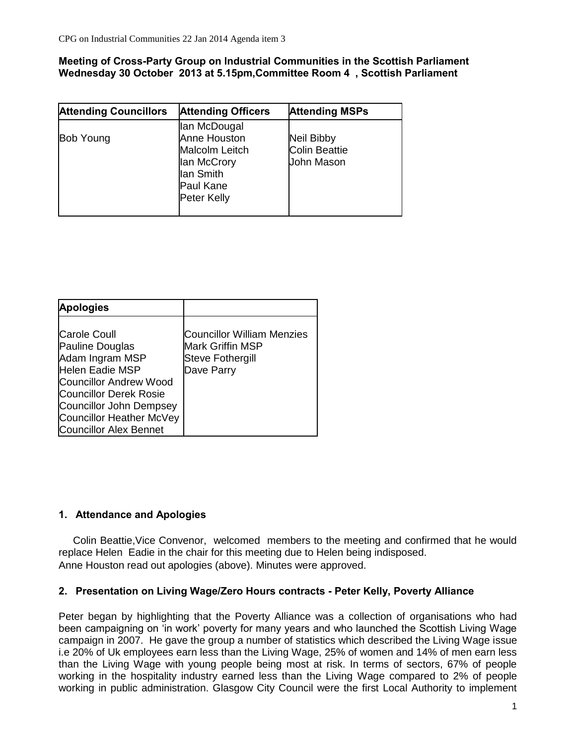**Meeting of Cross-Party Group on Industrial Communities in the Scottish Parliament**
**Wednesday 30 October 2013 at 5.15pm,Committee Room 4 , Scottish Parliament**

| Attending Councillors | Attending Officers | Attending MSPs |
|---|---|---|
| Bob Young | Ian McDougal<br>Anne Houston<br>Malcolm Leitch<br>Ian McCrory<br>Ian Smith<br>Paul Kane<br>Peter Kelly | Neil Bibby<br>Colin Beattie<br>John Mason |

| Apologies | |
|---|---|
| Carole Coull<br>Pauline Douglas<br>Adam Ingram MSP<br>Helen Eadie MSP<br>Councillor Andrew Wood<br>Councillor Derek Rosie<br>Councillor John Dempsey<br>Councillor Heather McVey<br>Councillor Alex Bennet | Councillor William Menzies<br>Mark Griffin MSP<br>Steve Fothergill<br>Dave Parry |

## 1. Attendance and Apologies

Colin Beattie,Vice Convenor, welcomed members to the meeting and confirmed that he would replace Helen Eadie in the chair for this meeting due to Helen being indisposed.
Anne Houston read out apologies (above). Minutes were approved.

## 2. Presentation on Living Wage/Zero Hours contracts - Peter Kelly, Poverty Alliance

Peter began by highlighting that the Poverty Alliance was a collection of organisations who had been campaigning on 'in work' poverty for many years and who launched the Scottish Living Wage campaign in 2007. He gave the group a number of statistics which described the Living Wage issue i.e 20% of Uk employees earn less than the Living Wage, 25% of women and 14% of men earn less than the Living Wage with young people being most at risk. In terms of sectors, 67% of people working in the hospitality industry earned less than the Living Wage compared to 2% of people working in public administration. Glasgow City Council were the first Local Authority to implement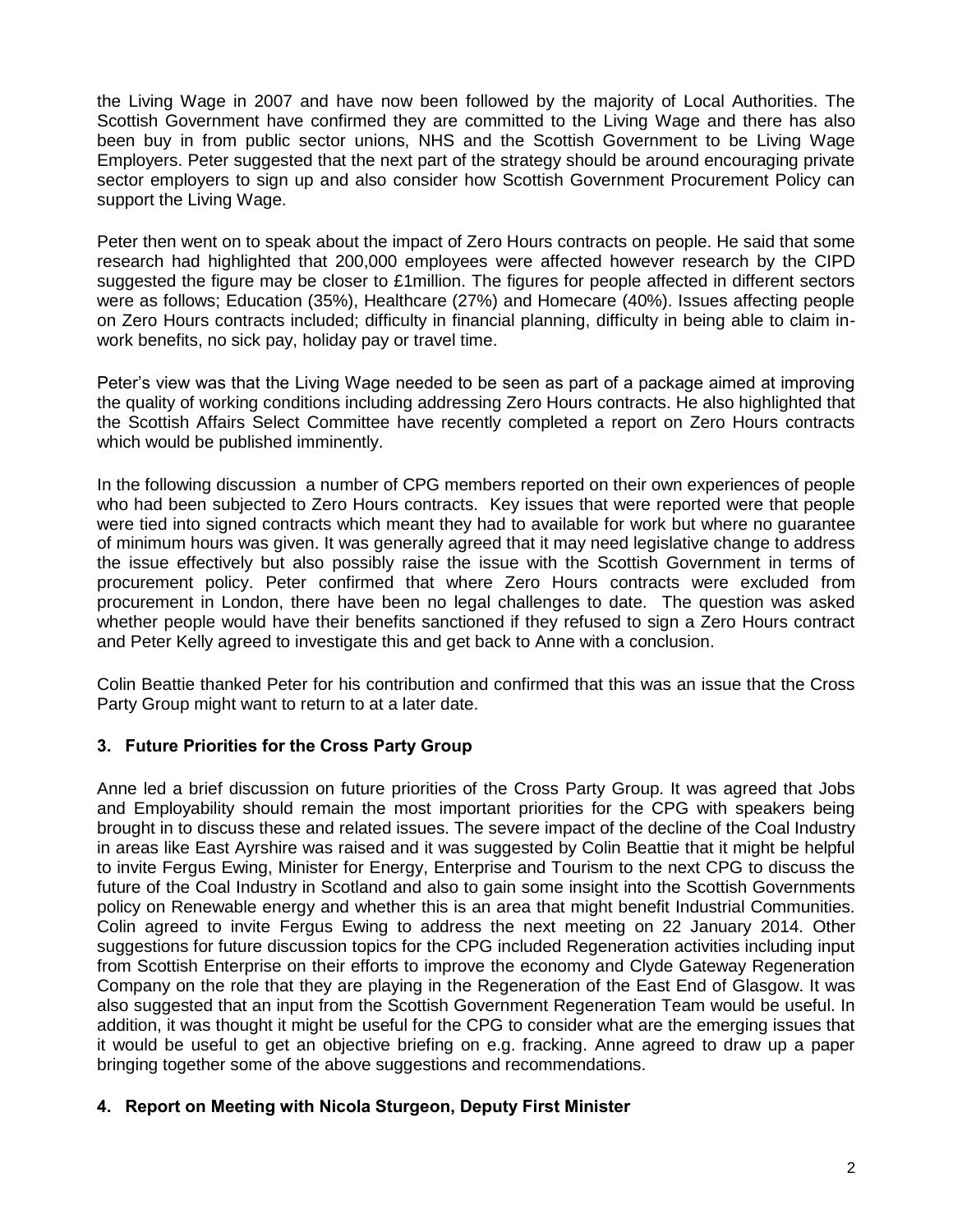the Living Wage in 2007 and have now been followed by the majority of Local Authorities. The Scottish Government have confirmed they are committed to the Living Wage and there has also been buy in from public sector unions, NHS and the Scottish Government to be Living Wage Employers. Peter suggested that the next part of the strategy should be around encouraging private sector employers to sign up and also consider how Scottish Government Procurement Policy can support the Living Wage.

Peter then went on to speak about the impact of Zero Hours contracts on people. He said that some research had highlighted that 200,000 employees were affected however research by the CIPD suggested the figure may be closer to £1million. The figures for people affected in different sectors were as follows; Education (35%), Healthcare (27%) and Homecare (40%). Issues affecting people on Zero Hours contracts included; difficulty in financial planning, difficulty in being able to claim in-work benefits, no sick pay, holiday pay or travel time.

Peter's view was that the Living Wage needed to be seen as part of a package aimed at improving the quality of working conditions including addressing Zero Hours contracts. He also highlighted that the Scottish Affairs Select Committee have recently completed a report on Zero Hours contracts which would be published imminently.

In the following discussion a number of CPG members reported on their own experiences of people who had been subjected to Zero Hours contracts. Key issues that were reported were that people were tied into signed contracts which meant they had to available for work but where no guarantee of minimum hours was given. It was generally agreed that it may need legislative change to address the issue effectively but also possibly raise the issue with the Scottish Government in terms of procurement policy. Peter confirmed that where Zero Hours contracts were excluded from procurement in London, there have been no legal challenges to date. The question was asked whether people would have their benefits sanctioned if they refused to sign a Zero Hours contract and Peter Kelly agreed to investigate this and get back to Anne with a conclusion.

Colin Beattie thanked Peter for his contribution and confirmed that this was an issue that the Cross Party Group might want to return to at a later date.

## 3. Future Priorities for the Cross Party Group

Anne led a brief discussion on future priorities of the Cross Party Group. It was agreed that Jobs and Employability should remain the most important priorities for the CPG with speakers being brought in to discuss these and related issues. The severe impact of the decline of the Coal Industry in areas like East Ayrshire was raised and it was suggested by Colin Beattie that it might be helpful to invite Fergus Ewing, Minister for Energy, Enterprise and Tourism to the next CPG to discuss the future of the Coal Industry in Scotland and also to gain some insight into the Scottish Governments policy on Renewable energy and whether this is an area that might benefit Industrial Communities. Colin agreed to invite Fergus Ewing to address the next meeting on 22 January 2014. Other suggestions for future discussion topics for the CPG included Regeneration activities including input from Scottish Enterprise on their efforts to improve the economy and Clyde Gateway Regeneration Company on the role that they are playing in the Regeneration of the East End of Glasgow. It was also suggested that an input from the Scottish Government Regeneration Team would be useful. In addition, it was thought it might be useful for the CPG to consider what are the emerging issues that it would be useful to get an objective briefing on e.g. fracking. Anne agreed to draw up a paper bringing together some of the above suggestions and recommendations.

## 4. Report on Meeting with Nicola Sturgeon, Deputy First Minister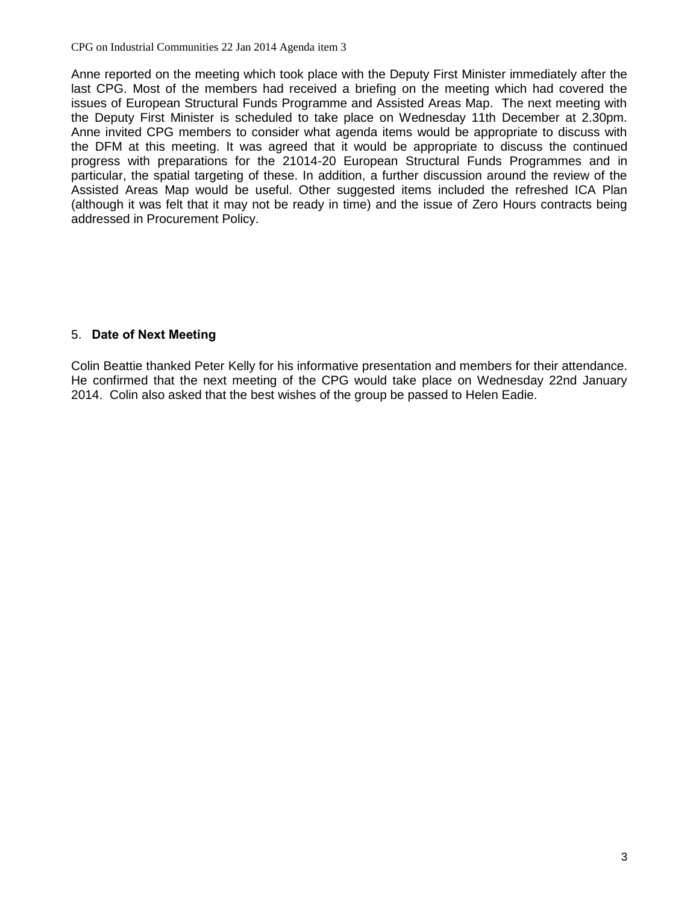Anne reported on the meeting which took place with the Deputy First Minister immediately after the last CPG. Most of the members had received a briefing on the meeting which had covered the issues of European Structural Funds Programme and Assisted Areas Map. The next meeting with the Deputy First Minister is scheduled to take place on Wednesday 11th December at 2.30pm. Anne invited CPG members to consider what agenda items would be appropriate to discuss with the DFM at this meeting. It was agreed that it would be appropriate to discuss the continued progress with preparations for the 21014-20 European Structural Funds Programmes and in particular, the spatial targeting of these. In addition, a further discussion around the review of the Assisted Areas Map would be useful. Other suggested items included the refreshed ICA Plan (although it was felt that it may not be ready in time) and the issue of Zero Hours contracts being addressed in Procurement Policy.

5. **Date of Next Meeting**

Colin Beattie thanked Peter Kelly for his informative presentation and members for their attendance. He confirmed that the next meeting of the CPG would take place on Wednesday 22nd January 2014. Colin also asked that the best wishes of the group be passed to Helen Eadie.